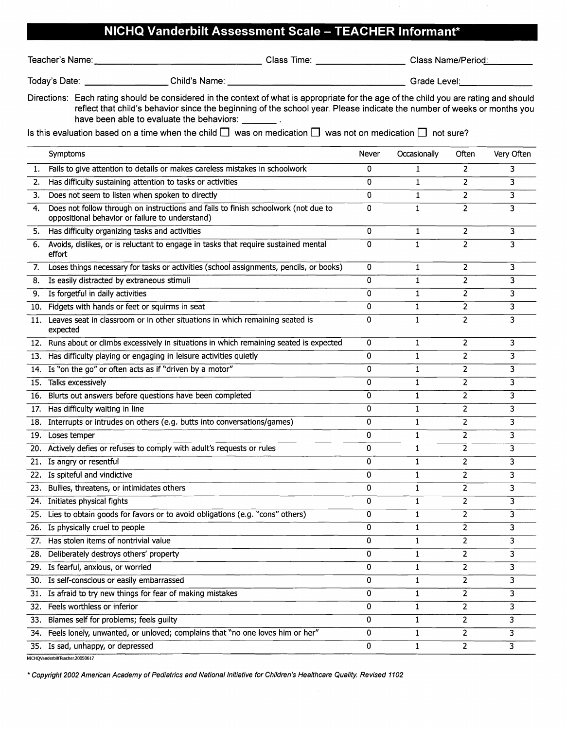# NICHQ Vanderbilt Assessment Scale – TEACHER Informant*

Teacher's Name: ______________________ Class Time: ______________ Class Name/Period: __________

Today's Date: ______________ Child's Name: ______________________________ Grade Level: ______________

Directions: Each rating should be considered in the context of what is appropriate for the age of the child you are rating and should reflect that child's behavior since the beginning of the school year. Please indicate the number of weeks or months you have been able to evaluate the behaviors: _______ .

Is this evaluation based on a time when the child ☐ was on medication ☐ was not on medication ☐ not sure?

| | Symptoms | Never | Occasionally | Often | Very Often |
|---|---|---|---|---|---|
| 1. | Fails to give attention to details or makes careless mistakes in schoolwork | 0 | 1 | 2 | 3 |
| 2. | Has difficulty sustaining attention to tasks or activities | 0 | 1 | 2 | 3 |
| 3. | Does not seem to listen when spoken to directly | 0 | 1 | 2 | 3 |
| 4. | Does not follow through on instructions and fails to finish schoolwork (not due to oppositional behavior or failure to understand) | 0 | 1 | 2 | 3 |
| 5. | Has difficulty organizing tasks and activities | 0 | 1 | 2 | 3 |
| 6. | Avoids, dislikes, or is reluctant to engage in tasks that require sustained mental effort | 0 | 1 | 2 | 3 |
| 7. | Loses things necessary for tasks or activities (school assignments, pencils, or books) | 0 | 1 | 2 | 3 |
| 8. | Is easily distracted by extraneous stimuli | 0 | 1 | 2 | 3 |
| 9. | Is forgetful in daily activities | 0 | 1 | 2 | 3 |
| 10. | Fidgets with hands or feet or squirms in seat | 0 | 1 | 2 | 3 |
| 11. | Leaves seat in classroom or in other situations in which remaining seated is expected | 0 | 1 | 2 | 3 |
| 12. | Runs about or climbs excessively in situations in which remaining seated is expected | 0 | 1 | 2 | 3 |
| 13. | Has difficulty playing or engaging in leisure activities quietly | 0 | 1 | 2 | 3 |
| 14. | Is "on the go" or often acts as if "driven by a motor" | 0 | 1 | 2 | 3 |
| 15. | Talks excessively | 0 | 1 | 2 | 3 |
| 16. | Blurts out answers before questions have been completed | 0 | 1 | 2 | 3 |
| 17. | Has difficulty waiting in line | 0 | 1 | 2 | 3 |
| 18. | Interrupts or intrudes on others (e.g. butts into conversations/games) | 0 | 1 | 2 | 3 |
| 19. | Loses temper | 0 | 1 | 2 | 3 |
| 20. | Actively defies or refuses to comply with adult's requests or rules | 0 | 1 | 2 | 3 |
| 21. | Is angry or resentful | 0 | 1 | 2 | 3 |
| 22. | Is spiteful and vindictive | 0 | 1 | 2 | 3 |
| 23. | Bullies, threatens, or intimidates others | 0 | 1 | 2 | 3 |
| 24. | Initiates physical fights | 0 | 1 | 2 | 3 |
| 25. | Lies to obtain goods for favors or to avoid obligations (e.g. "cons" others) | 0 | 1 | 2 | 3 |
| 26. | Is physically cruel to people | 0 | 1 | 2 | 3 |
| 27. | Has stolen items of nontrivial value | 0 | 1 | 2 | 3 |
| 28. | Deliberately destroys others' property | 0 | 1 | 2 | 3 |
| 29. | Is fearful, anxious, or worried | 0 | 1 | 2 | 3 |
| 30. | Is self-conscious or easily embarrassed | 0 | 1 | 2 | 3 |
| 31. | Is afraid to try new things for fear of making mistakes | 0 | 1 | 2 | 3 |
| 32. | Feels worthless or inferior | 0 | 1 | 2 | 3 |
| 33. | Blames self for problems; feels guilty | 0 | 1 | 2 | 3 |
| 34. | Feels lonely, unwanted, or unloved; complains that "no one loves him or her" | 0 | 1 | 2 | 3 |
| 35. | Is sad, unhappy, or depressed | 0 | 1 | 2 | 3 |

NICHQVanderbiltTeacher.20050617

*\* Copyright 2002 American Academy of Pediatrics and National Initiative for Children's Healthcare Quality. Revised 1102*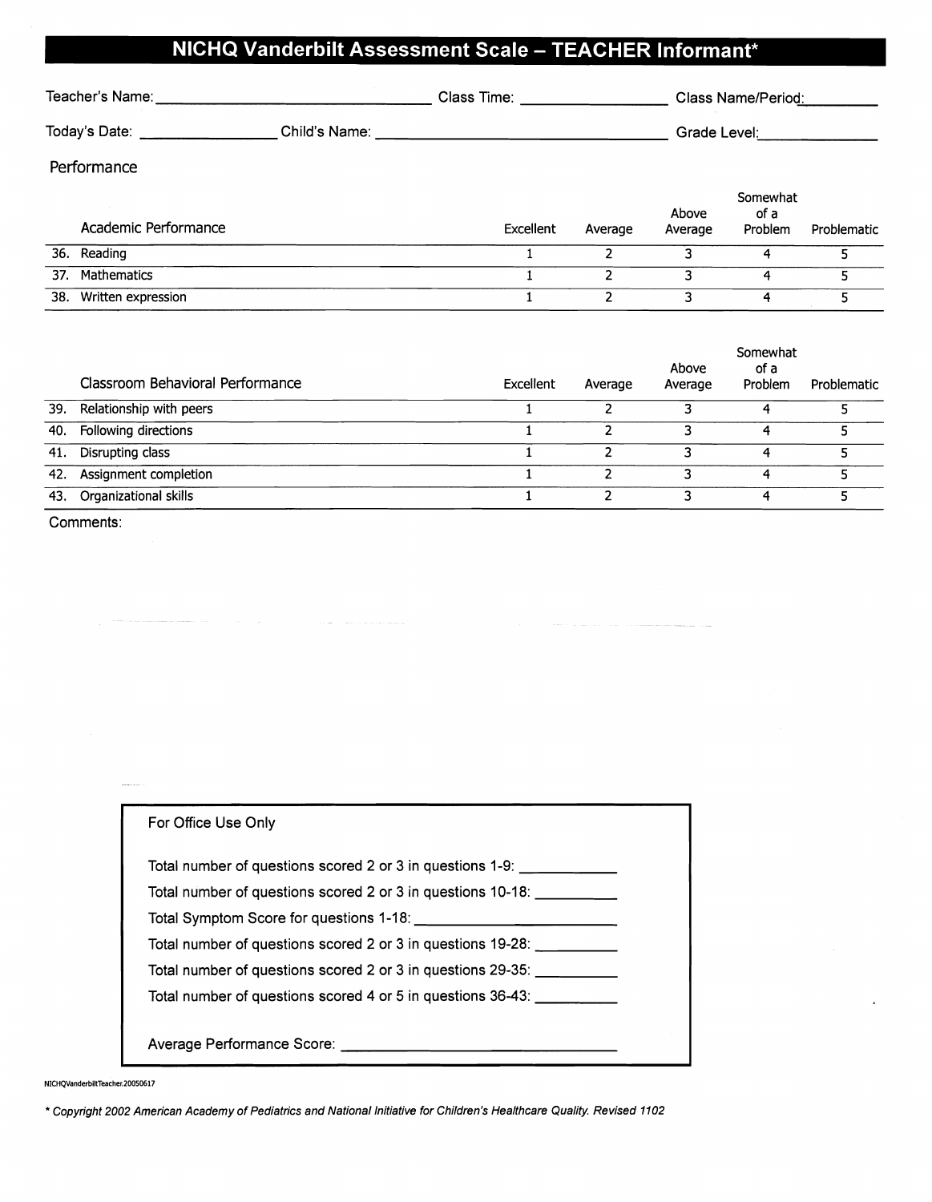# NICHQ Vanderbilt Assessment Scale – TEACHER Informant*

Teacher's Name: ______________________ Class Time: ______________ Class Name/Period: ________

Today's Date: ______________ Child's Name: ______________________ Grade Level: ____________

## Performance

| | Academic Performance | Excellent | Average | Above Average | Somewhat of a Problem | Problematic |
|---|---|---|---|---|---|---|
| 36. | Reading | 1 | 2 | 3 | 4 | 5 |
| 37. | Mathematics | 1 | 2 | 3 | 4 | 5 |
| 38. | Written expression | 1 | 2 | 3 | 4 | 5 |

| | Classroom Behavioral Performance | Excellent | Average | Above Average | Somewhat of a Problem | Problematic |
|---|---|---|---|---|---|---|
| 39. | Relationship with peers | 1 | 2 | 3 | 4 | 5 |
| 40. | Following directions | 1 | 2 | 3 | 4 | 5 |
| 41. | Disrupting class | 1 | 2 | 3 | 4 | 5 |
| 42. | Assignment completion | 1 | 2 | 3 | 4 | 5 |
| 43. | Organizational skills | 1 | 2 | 3 | 4 | 5 |

Comments:

---

**For Office Use Only**

Total number of questions scored 2 or 3 in questions 1-9: __________

Total number of questions scored 2 or 3 in questions 10-18: __________

Total Symptom Score for questions 1-18: __________

Total number of questions scored 2 or 3 in questions 19-28: __________

Total number of questions scored 2 or 3 in questions 29-35: __________

Total number of questions scored 4 or 5 in questions 36-43: __________

Average Performance Score: __________

---

NICHQVanderbiltTeacher.20050617

*\* Copyright 2002 American Academy of Pediatrics and National Initiative for Children's Healthcare Quality. Revised 1102*